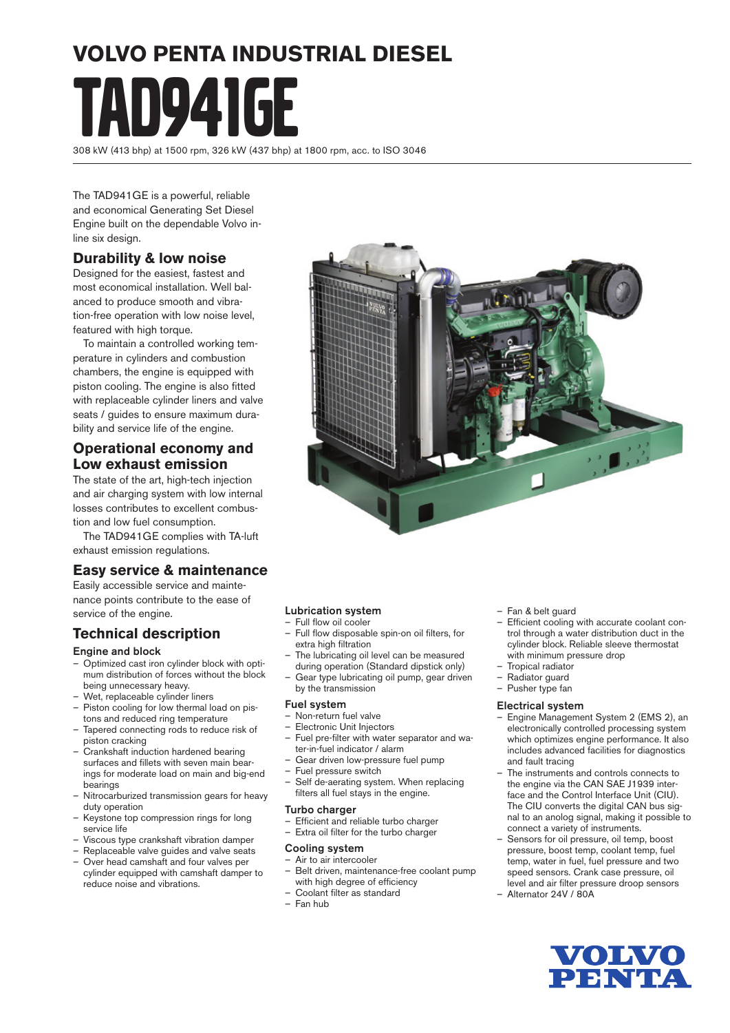# VOLVO PENTA INDUSTRIAL DIESEL

# TAD941GE

308 kW (413 bhp) at 1500 rpm, 326 kW (437 bhp) at 1800 rpm, acc. to ISO 3046

The TAD941GE is a powerful, reliable and economical Generating Set Diesel Engine built on the dependable Volvo in-line six design.

## Durability & low noise

Designed for the easiest, fastest and most economical installation. Well balanced to produce smooth and vibration-free operation with low noise level, featured with high torque.

To maintain a controlled working temperature in cylinders and combustion chambers, the engine is equipped with piston cooling. The engine is also fitted with replaceable cylinder liners and valve seats / guides to ensure maximum durability and service life of the engine.

## Operational economy and Low exhaust emission

The state of the art, high-tech injection and air charging system with low internal losses contributes to excellent combustion and low fuel consumption.

The TAD941GE complies with TA-luft exhaust emission regulations.

## Easy service & maintenance

Easily accessible service and maintenance points contribute to the ease of service of the engine.

## Technical description

### Engine and block

- Optimized cast iron cylinder block with optimum distribution of forces without the block being unnecessary heavy.
- Wet, replaceable cylinder liners
- Piston cooling for low thermal load on pistons and reduced ring temperature
- Tapered connecting rods to reduce risk of piston cracking
- Crankshaft induction hardened bearing surfaces and fillets with seven main bearings for moderate load on main and big-end bearings
- Nitrocarburized transmission gears for heavy duty operation
- Keystone top compression rings for long service life
- Viscous type crankshaft vibration damper
- Replaceable valve guides and valve seats
- Over head camshaft and four valves per cylinder equipped with camshaft damper to reduce noise and vibrations.

### Lubrication system

- Full flow oil cooler
- Full flow disposable spin-on oil filters, for extra high filtration
- The lubricating oil level can be measured during operation (Standard dipstick only)
- Gear type lubricating oil pump, gear driven by the transmission

### Fuel system

- Non-return fuel valve
- Electronic Unit Injectors
- Fuel pre-filter with water separator and water-in-fuel indicator / alarm
- Gear driven low-pressure fuel pump
- Fuel pressure switch
- Self de-aerating system. When replacing filters all fuel stays in the engine.

### Turbo charger

- Efficient and reliable turbo charger
- Extra oil filter for the turbo charger

### Cooling system

- Air to air intercooler
- Belt driven, maintenance-free coolant pump with high degree of efficiency
- Coolant filter as standard
- Fan hub
- Fan & belt guard
- Efficient cooling with accurate coolant control through a water distribution duct in the cylinder block. Reliable sleeve thermostat with minimum pressure drop
- Tropical radiator
- Radiator guard
- Pusher type fan

### Electrical system

- Engine Management System 2 (EMS 2), an electronically controlled processing system which optimizes engine performance. It also includes advanced facilities for diagnostics and fault tracing
- The instruments and controls connects to the engine via the CAN SAE J1939 interface and the Control Interface Unit (CIU). The CIU converts the digital CAN bus signal to an anolog signal, making it possible to connect a variety of instruments.
- Sensors for oil pressure, oil temp, boost pressure, boost temp, coolant temp, fuel temp, water in fuel, fuel pressure and two speed sensors. Crank case pressure, oil level and air filter pressure droop sensors
- Alternator 24V / 80A

VOLVO PENTA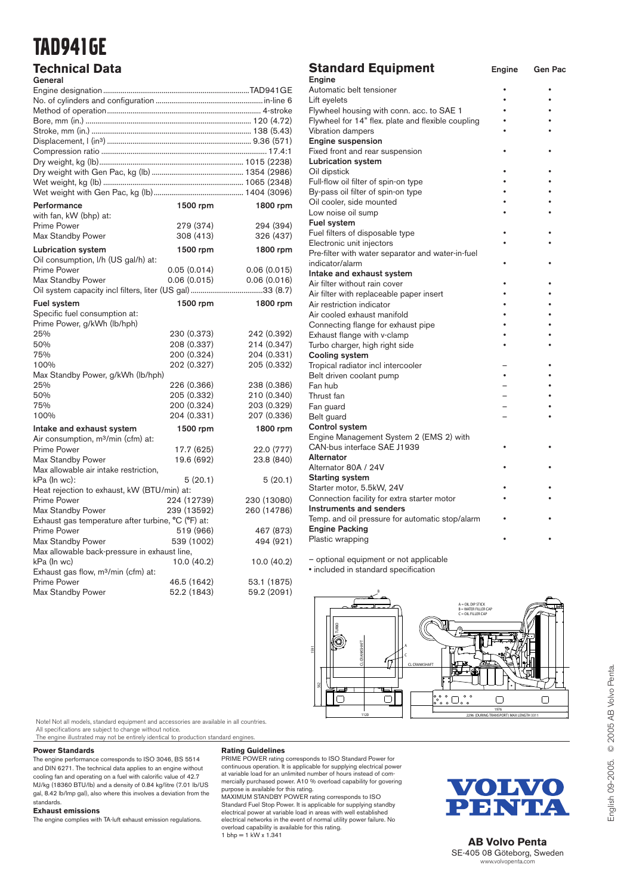# TAD941GE

## Technical Data

### General

| | |
|---|---|
| Engine designation | TAD941GE |
| No. of cylinders and configuration | in-line 6 |
| Method of operation | 4-stroke |
| Bore, mm (in.) | 120 (4.72) |
| Stroke, mm (in.) | 138 (5.43) |
| Displacement, l (in³) | 9.36 (571) |
| Compression ratio | 17.4:1 |
| Dry weight, kg (lb) | 1015 (2238) |
| Dry weight with Gen Pac, kg (lb) | 1354 (2986) |
| Wet weight, kg (lb) | 1065 (2348) |
| Wet weight with Gen Pac, kg (lb) | 1404 (3096) |

| Performance | 1500 rpm | 1800 rpm |
|---|---|---|
| with fan, kW (bhp) at: | | |
| Prime Power | 279 (374) | 294 (394) |
| Max Standby Power | 308 (413) | 326 (437) |

| Lubrication system | 1500 rpm | 1800 rpm |
|---|---|---|
| Oil consumption, l/h (US gal/h) at: | | |
| Prime Power | 0.05 (0.014) | 0.06 (0.015) |
| Max Standby Power | 0.06 (0.015) | 0.06 (0.016) |
| Oil system capacity incl filters, liter (US gal) | | 33 (8.7) |

| Fuel system | 1500 rpm | 1800 rpm |
|---|---|---|
| Specific fuel consumption at: | | |
| Prime Power, g/kWh (lb/hph) | | |
| 25% | 230 (0.373) | 242 (0.392) |
| 50% | 208 (0.337) | 214 (0.347) |
| 75% | 200 (0.324) | 204 (0.331) |
| 100% | 202 (0.327) | 205 (0.332) |
| Max Standby Power, g/kWh (lb/hph) | | |
| 25% | 226 (0.366) | 238 (0.386) |
| 50% | 205 (0.332) | 210 (0.340) |
| 75% | 200 (0.324) | 203 (0.329) |
| 100% | 204 (0.331) | 207 (0.336) |

| Intake and exhaust system | 1500 rpm | 1800 rpm |
|---|---|---|
| Air consumption, m³/min (cfm) at: | | |
| Prime Power | 17.7 (625) | 22.0 (777) |
| Max Standby Power | 19.6 (692) | 23.8 (840) |
| Max allowable air intake restriction, kPa (In wc): | 5 (20.1) | 5 (20.1) |
| Heat rejection to exhaust, kW (BTU/min) at: | | |
| Prime Power | 224 (12739) | 230 (13080) |
| Max Standby Power | 239 (13592) | 260 (14786) |
| Exhaust gas temperature after turbine, °C (°F) at: | | |
| Prime Power | 519 (966) | 467 (873) |
| Max Standby Power | 539 (1002) | 494 (921) |
| Max allowable back-pressure in exhaust line, kPa (In wc) | 10.0 (40.2) | 10.0 (40.2) |
| Exhaust gas flow, m³/min (cfm) at: | | |
| Prime Power | 46.5 (1642) | 53.1 (1875) |
| Max Standby Power | 52.2 (1843) | 59.2 (2091) |

## Standard Equipment

| | Engine | Gen Pac |
|---|---|---|
| **Engine** | | |
| Automatic belt tensioner | • | • |
| Lift eyelets | • | • |
| Flywheel housing with conn. acc. to SAE 1 | • | • |
| Flywheel for 14" flex. plate and flexible coupling | • | • |
| Vibration dampers | • | • |
| **Engine suspension** | | |
| Fixed front and rear suspension | • | • |
| **Lubrication system** | | |
| Oil dipstick | • | • |
| Full-flow oil filter of spin-on type | • | • |
| By-pass oil filter of spin-on type | • | • |
| Oil cooler, side mounted | • | • |
| Low noise oil sump | • | • |
| **Fuel system** | | |
| Fuel filters of disposable type | • | • |
| Electronic unit injectors | • | • |
| Pre-filter with water separator and water-in-fuel indicator/alarm | • | • |
| **Intake and exhaust system** | | |
| Air filter without rain cover | • | • |
| Air filter with replaceable paper insert | • | • |
| Air restriction indicator | • | • |
| Air cooled exhaust manifold | • | • |
| Connecting flange for exhaust pipe | • | • |
| Exhaust flange with v-clamp | • | • |
| Turbo charger, high right side | • | • |
| **Cooling system** | | |
| Tropical radiator incl intercooler | – | • |
| Belt driven coolant pump | • | • |
| Fan hub | – | • |
| Thrust fan | – | • |
| Fan guard | – | • |
| Belt guard | – | • |
| **Control system** | | |
| Engine Management System 2 (EMS 2) with CAN-bus interface SAE J1939 | • | • |
| **Alternator** | | |
| Alternator 80A / 24V | • | • |
| **Starting system** | | |
| Starter motor, 5.5kW, 24V | • | • |
| Connection facility for extra starter motor | • | • |
| **Instruments and senders** | | |
| Temp. and oil pressure for automatic stop/alarm | • | • |
| **Engine Packing** | | |
| Plastic wrapping | • | • |

– optional equipment or not applicable
• included in standard specification

A = OIL DIP STICK
B = WATER FILLER CAP
C = OIL FILLER CAP

TURBO
CL CRANKSHAFT
CL CRANKSHAFT
1591
902
1120
1976
2296 (DURING TRANSPORT) MAX LENGTH 3311

Note! Not all models, standard equipment and accessories are available in all countries.
All specifications are subject to change without notice.
The engine illustrated may not be entirely identical to production standard engines.

#### Power Standards

The engine performance corresponds to ISO 3046, BS 5514 and DIN 6271. The technical data applies to an engine without cooling fan and operating on a fuel with calorific value of 42.7 MJ/kg (18360 BTU/lb) and a density of 0.84 kg/litre (7.01 lb/US gal, 8.42 lb/Imp gal), also where this involves a deviation from the standards.

#### Exhaust emissions

The engine complies with TA-luft exhaust emission regulations.

#### Rating Guidelines

PRIME POWER rating corresponds to ISO Standard Power for continuous operation. It is applicable for supplying electrical power at variable load for an unlimited number of hours instead of commercially purchased power. A10 % overload capability for governing purpose is available for this rating.
MAXIMUM STANDBY POWER rating corresponds to ISO Standard Fuel Stop Power. It is applicable for supplying standby electrical power at variable load in areas with well established electrical networks in the event of normal utility power failure. No overload capability is available for this rating.
1 bhp = 1 kW x 1.341

VOLVO PENTA

**AB Volvo Penta**
SE-405 08 Göteborg, Sweden
www.volvopenta.com

English 09-2005. © 2005 AB Volvo Penta.